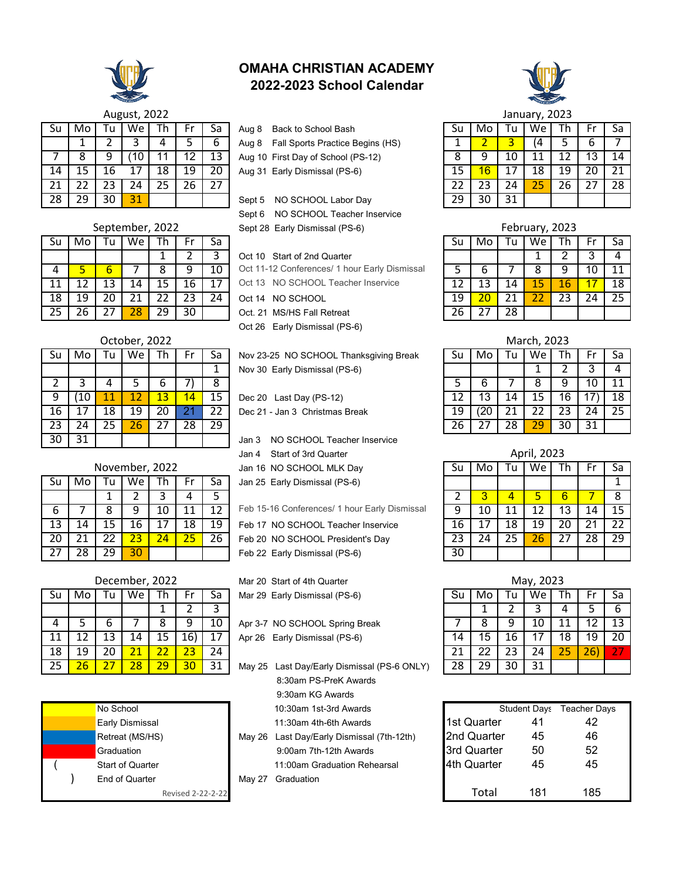# OMAHA CHRISTIAN ACADEMY
## 2022-2023 School Calendar

### August, 2022

| Su | Mo | Tu | We | Th | Fr | Sa |
|---|---|---|---|---|---|---|
| | 1 | 2 | 3 | 4 | 5 | 6 |
| 7 | 8 | 9 | (10 | 11 | 12 | 13 |
| 14 | 15 | 16 | 17 | 18 | 19 | 20 |
| 21 | 22 | 23 | 24 | 25 | 26 | 27 |
| 28 | 29 | 30 | 31 | | | |

### September, 2022

| Su | Mo | Tu | We | Th | Fr | Sa |
|---|---|---|---|---|---|---|
| | | | | 1 | 2 | 3 |
| 4 | 5 | 6 | 7 | 8 | 9 | 10 |
| 11 | 12 | 13 | 14 | 15 | 16 | 17 |
| 18 | 19 | 20 | 21 | 22 | 23 | 24 |
| 25 | 26 | 27 | 28 | 29 | 30 | |

### October, 2022

| Su | Mo | Tu | We | Th | Fr | Sa |
|---|---|---|---|---|---|---|
| | | | | | | 1 |
| 2 | 3 | 4 | 5 | 6 | 7) | 8 |
| 9 | (10 | 11 | 12 | 13 | 14 | 15 |
| 16 | 17 | 18 | 19 | 20 | 21 | 22 |
| 23 | 24 | 25 | 26 | 27 | 28 | 29 |
| 30 | 31 | | | | | |

### November, 2022

| Su | Mo | Tu | We | Th | Fr | Sa |
|---|---|---|---|---|---|---|
| | | 1 | 2 | 3 | 4 | 5 |
| 6 | 7 | 8 | 9 | 10 | 11 | 12 |
| 13 | 14 | 15 | 16 | 17 | 18 | 19 |
| 20 | 21 | 22 | 23 | 24 | 25 | 26 |
| 27 | 28 | 29 | 30 | | | |

### December, 2022

| Su | Mo | Tu | We | Th | Fr | Sa |
|---|---|---|---|---|---|---|
| | | | | 1 | 2 | 3 |
| 4 | 5 | 6 | 7 | 8 | 9 | 10 |
| 11 | 12 | 13 | 14 | 15 | 16) | 17 |
| 18 | 19 | 20 | 21 | 22 | 23 | 24 |
| 25 | 26 | 27 | 28 | 29 | 30 | 31 |

| Legend | |
|---|---|
| (yellow) | No School |
| (orange) | Early Dismissal |
| (blue) | Retreat (MS/HS) |
| (red) | Graduation |
| ( | Start of Quarter |
| ) | End of Quarter |

Revised 2-22-2-22

### Important Dates

- Aug 8 Back to School Bash
- Aug 8 Fall Sports Practice Begins (HS)
- Aug 10 First Day of School (PS-12)
- Aug 31 Early Dismissal (PS-6)

- Sept 5 NO SCHOOL Labor Day
- Sept 6 NO SCHOOL Teacher Inservice
- Sept 28 Early Dismissal (PS-6)

- Oct 10 Start of 2nd Quarter
- Oct 11-12 Conferences/ 1 hour Early Dismissal
- Oct 13 NO SCHOOL Teacher Inservice
- Oct 14 NO SCHOOL
- Oct. 21 MS/HS Fall Retreat
- Oct 26 Early Dismissal (PS-6)

- Nov 23-25 NO SCHOOL Thanksgiving Break
- Nov 30 Early Dismissal (PS-6)

- Dec 20 Last Day (PS-12)
- Dec 21 - Jan 3 Christmas Break

- Jan 3 NO SCHOOL Teacher Inservice
- Jan 4 Start of 3rd Quarter
- Jan 16 NO SCHOOL MLK Day
- Jan 25 Early Dismissal (PS-6)

- Feb 15-16 Conferences/ 1 hour Early Dismissal
- Feb 17 NO SCHOOL Teacher Inservice
- Feb 20 NO SCHOOL President's Day
- Feb 22 Early Dismissal (PS-6)

- Mar 20 Start of 4th Quarter
- Mar 29 Early Dismissal (PS-6)

- Apr 3-7 NO SCHOOL Spring Break
- Apr 26 Early Dismissal (PS-6)

- May 25 Last Day/Early Dismissal (PS-6 ONLY)
  - 8:30am PS-PreK Awards
  - 9:30am KG Awards
  - 10:30am 1st-3rd Awards
  - 11:30am 4th-6th Awards
- May 26 Last Day/Early Dismissal (7th-12th)
  - 9:00am 7th-12th Awards
  - 11:00am Graduation Rehearsal
- May 27 Graduation

### January, 2023

| Su | Mo | Tu | We | Th | Fr | Sa |
|---|---|---|---|---|---|---|
| 1 | 2 | 3 | (4 | 5 | 6 | 7 |
| 8 | 9 | 10 | 11 | 12 | 13 | 14 |
| 15 | 16 | 17 | 18 | 19 | 20 | 21 |
| 22 | 23 | 24 | 25 | 26 | 27 | 28 |
| 29 | 30 | 31 | | | | |

### February, 2023

| Su | Mo | Tu | We | Th | Fr | Sa |
|---|---|---|---|---|---|---|
| | | | 1 | 2 | 3 | 4 |
| 5 | 6 | 7 | 8 | 9 | 10 | 11 |
| 12 | 13 | 14 | 15 | 16 | 17 | 18 |
| 19 | 20 | 21 | 22 | 23 | 24 | 25 |
| 26 | 27 | 28 | | | | |

### March, 2023

| Su | Mo | Tu | We | Th | Fr | Sa |
|---|---|---|---|---|---|---|
| | | | 1 | 2 | 3 | 4 |
| 5 | 6 | 7 | 8 | 9 | 10 | 11 |
| 12 | 13 | 14 | 15 | 16 | 17) | 18 |
| 19 | (20 | 21 | 22 | 23 | 24 | 25 |
| 26 | 27 | 28 | 29 | 30 | 31 | |

### April, 2023

| Su | Mo | Tu | We | Th | Fr | Sa |
|---|---|---|---|---|---|---|
| | | | | | | 1 |
| 2 | 3 | 4 | 5 | 6 | 7 | 8 |
| 9 | 10 | 11 | 12 | 13 | 14 | 15 |
| 16 | 17 | 18 | 19 | 20 | 21 | 22 |
| 23 | 24 | 25 | 26 | 27 | 28 | 29 |
| 30 | | | | | | |

### May, 2023

| Su | Mo | Tu | We | Th | Fr | Sa |
|---|---|---|---|---|---|---|
| | 1 | 2 | 3 | 4 | 5 | 6 |
| 7 | 8 | 9 | 10 | 11 | 12 | 13 |
| 14 | 15 | 16 | 17 | 18 | 19 | 20 |
| 21 | 22 | 23 | 24 | 25 | 26) | 27 |
| 28 | 29 | 30 | 31 | | | |

| | Student Days | Teacher Days |
|---|---|---|
| 1st Quarter | 41 | 42 |
| 2nd Quarter | 45 | 46 |
| 3rd Quarter | 50 | 52 |
| 4th Quarter | 45 | 45 |
| Total | 181 | 185 |